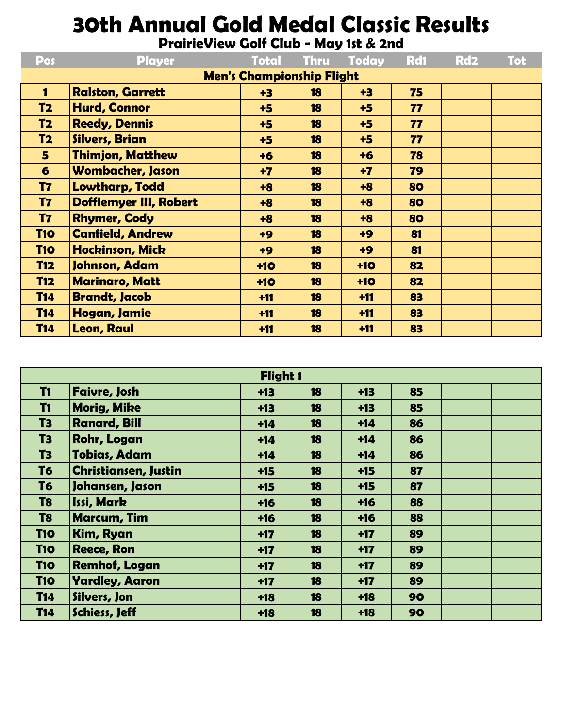# 30th Annual Gold Medal Classic Results

## PrairieView Golf Club - May 1st & 2nd

| Pos | Player | Total | Thru | Today | Rd1 | Rd2 | Tot |
|---|---|---|---|---|---|---|---|
| **Men's Championship Flight** | | | | | | | |
| 1 | Ralston, Garrett | +3 | 18 | +3 | 75 | | |
| T2 | Hurd, Connor | +5 | 18 | +5 | 77 | | |
| T2 | Reedy, Dennis | +5 | 18 | +5 | 77 | | |
| T2 | Silvers, Brian | +5 | 18 | +5 | 77 | | |
| 5 | Thimjon, Matthew | +6 | 18 | +6 | 78 | | |
| 6 | Wombacher, Jason | +7 | 18 | +7 | 79 | | |
| T7 | Lowtharp, Todd | +8 | 18 | +8 | 80 | | |
| T7 | Dofflemyer III, Robert | +8 | 18 | +8 | 80 | | |
| T7 | Rhymer, Cody | +8 | 18 | +8 | 80 | | |
| T10 | Canfield, Andrew | +9 | 18 | +9 | 81 | | |
| T10 | Hockinson, Mick | +9 | 18 | +9 | 81 | | |
| T12 | Johnson, Adam | +10 | 18 | +10 | 82 | | |
| T12 | Marinaro, Matt | +10 | 18 | +10 | 82 | | |
| T14 | Brandt, Jacob | +11 | 18 | +11 | 83 | | |
| T14 | Hogan, Jamie | +11 | 18 | +11 | 83 | | |
| T14 | Leon, Raul | +11 | 18 | +11 | 83 | | |

| Pos | Player | Total | Thru | Today | Rd1 | Rd2 | Tot |
|---|---|---|---|---|---|---|---|
| **Flight 1** | | | | | | | |
| T1 | Faivre, Josh | +13 | 18 | +13 | 85 | | |
| T1 | Morig, Mike | +13 | 18 | +13 | 85 | | |
| T3 | Ranard, Bill | +14 | 18 | +14 | 86 | | |
| T3 | Rohr, Logan | +14 | 18 | +14 | 86 | | |
| T3 | Tobias, Adam | +14 | 18 | +14 | 86 | | |
| T6 | Christiansen, Justin | +15 | 18 | +15 | 87 | | |
| T6 | Johansen, Jason | +15 | 18 | +15 | 87 | | |
| T8 | Issi, Mark | +16 | 18 | +16 | 88 | | |
| T8 | Marcum, Tim | +16 | 18 | +16 | 88 | | |
| T10 | Kim, Ryan | +17 | 18 | +17 | 89 | | |
| T10 | Reece, Ron | +17 | 18 | +17 | 89 | | |
| T10 | Remhof, Logan | +17 | 18 | +17 | 89 | | |
| T10 | Yardley, Aaron | +17 | 18 | +17 | 89 | | |
| T14 | Silvers, Jon | +18 | 18 | +18 | 90 | | |
| T14 | Schiess, Jeff | +18 | 18 | +18 | 90 | | |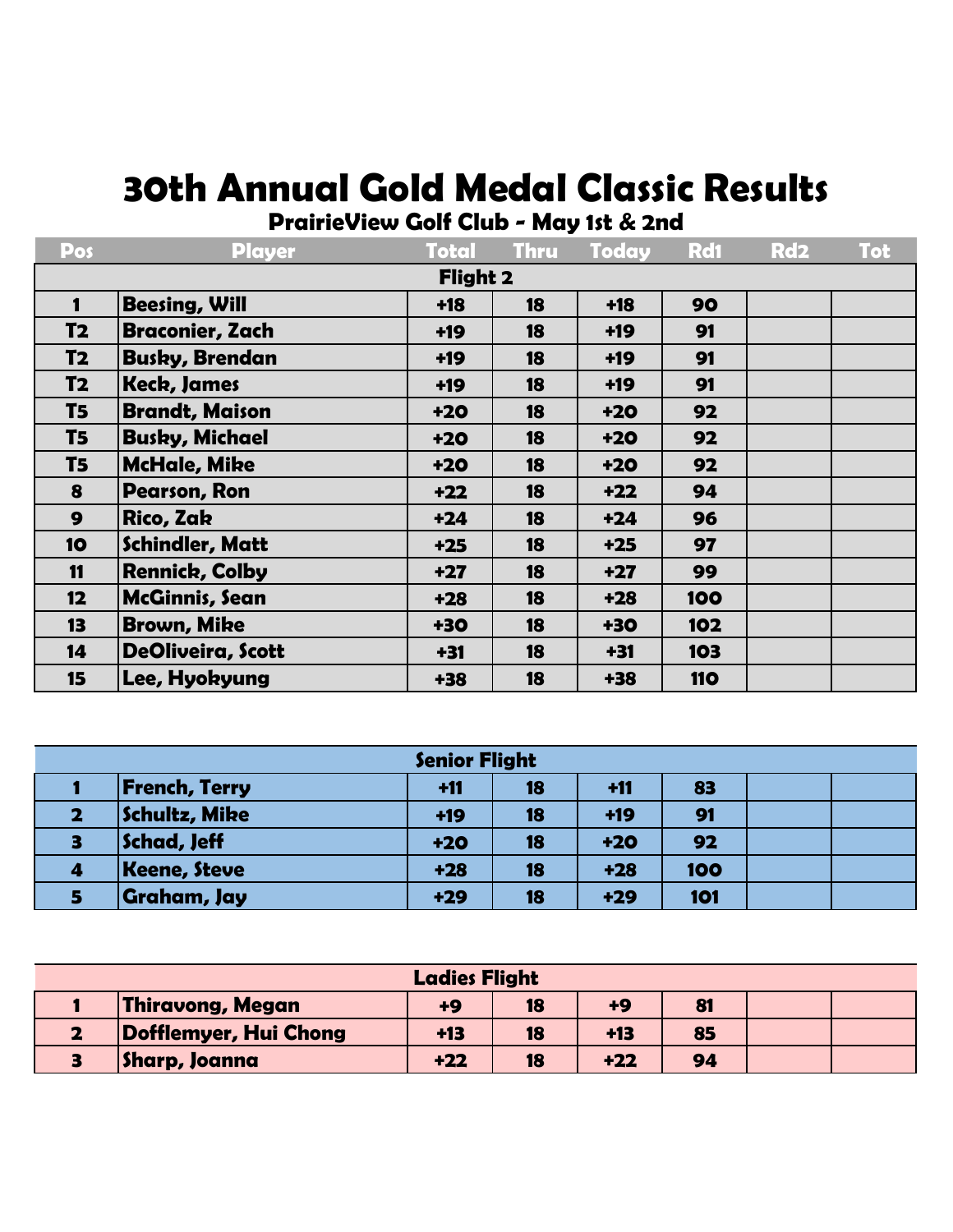# 30th Annual Gold Medal Classic Results

## PrairieView Golf Club - May 1st & 2nd

| Pos | Player | Total | Thru | Today | Rd1 | Rd2 | Tot |
|---|---|---|---|---|---|---|---|
| **Flight 2** | | | | | | | |
| 1 | Beesing, Will | +18 | 18 | +18 | 90 | | |
| T2 | Braconier, Zach | +19 | 18 | +19 | 91 | | |
| T2 | Busky, Brendan | +19 | 18 | +19 | 91 | | |
| T2 | Keck, James | +19 | 18 | +19 | 91 | | |
| T5 | Brandt, Maison | +20 | 18 | +20 | 92 | | |
| T5 | Busky, Michael | +20 | 18 | +20 | 92 | | |
| T5 | McHale, Mike | +20 | 18 | +20 | 92 | | |
| 8 | Pearson, Ron | +22 | 18 | +22 | 94 | | |
| 9 | Rico, Zak | +24 | 18 | +24 | 96 | | |
| 10 | Schindler, Matt | +25 | 18 | +25 | 97 | | |
| 11 | Rennick, Colby | +27 | 18 | +27 | 99 | | |
| 12 | McGinnis, Sean | +28 | 18 | +28 | 100 | | |
| 13 | Brown, Mike | +30 | 18 | +30 | 102 | | |
| 14 | DeOliveira, Scott | +31 | 18 | +31 | 103 | | |
| 15 | Lee, Hyokyung | +38 | 18 | +38 | 110 | | |

| | | | | | | | |
|---|---|---|---|---|---|---|---|
| **Senior Flight** | | | | | | | |
| 1 | French, Terry | +11 | 18 | +11 | 83 | | |
| 2 | Schultz, Mike | +19 | 18 | +19 | 91 | | |
| 3 | Schad, Jeff | +20 | 18 | +20 | 92 | | |
| 4 | Keene, Steve | +28 | 18 | +28 | 100 | | |
| 5 | Graham, Jay | +29 | 18 | +29 | 101 | | |

| | | | | | | | |
|---|---|---|---|---|---|---|---|
| **Ladies Flight** | | | | | | | |
| 1 | Thiravong, Megan | +9 | 18 | +9 | 81 | | |
| 2 | Dofflemyer, Hui Chong | +13 | 18 | +13 | 85 | | |
| 3 | Sharp, Joanna | +22 | 18 | +22 | 94 | | |